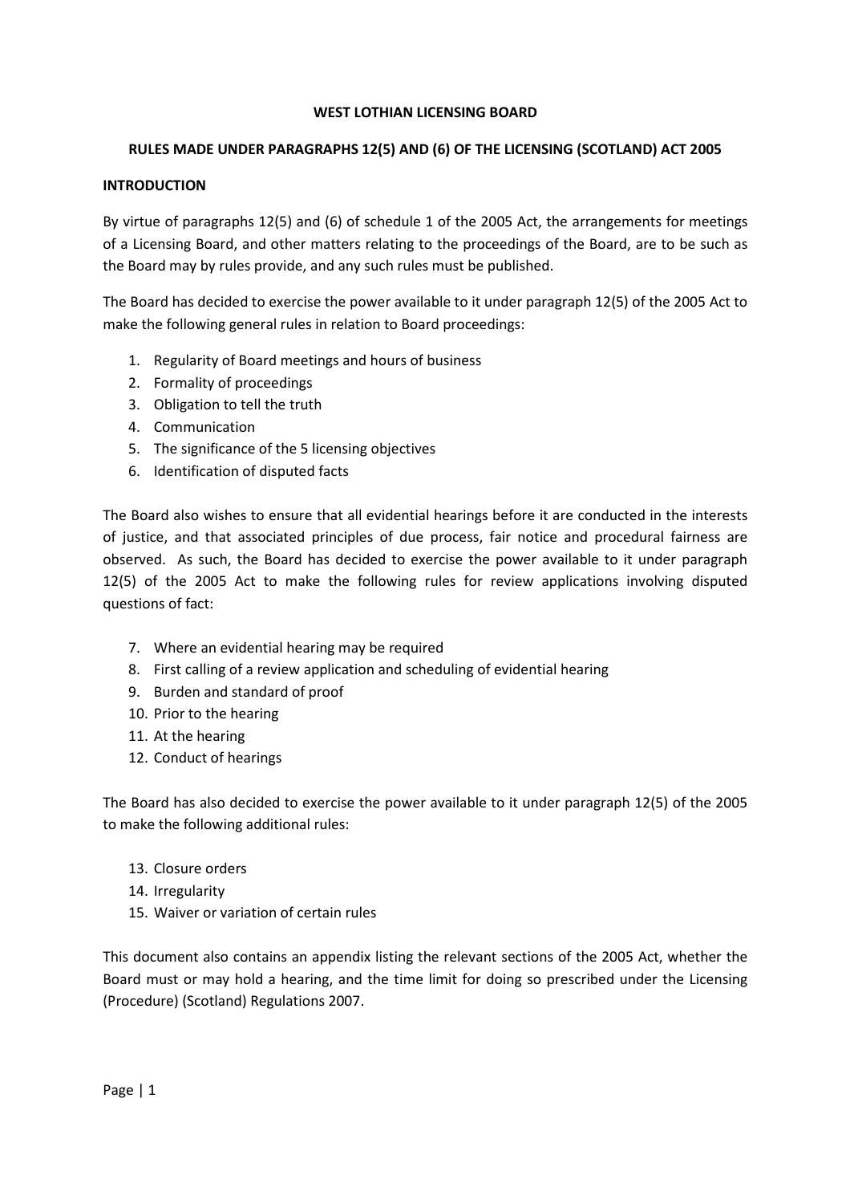# WEST LOTHIAN LICENSING BOARD

## RULES MADE UNDER PARAGRAPHS 12(5) AND (6) OF THE LICENSING (SCOTLAND) ACT 2005

### INTRODUCTION

By virtue of paragraphs 12(5) and (6) of schedule 1 of the 2005 Act, the arrangements for meetings of a Licensing Board, and other matters relating to the proceedings of the Board, are to be such as the Board may by rules provide, and any such rules must be published.

The Board has decided to exercise the power available to it under paragraph 12(5) of the 2005 Act to make the following general rules in relation to Board proceedings:

1. Regularity of Board meetings and hours of business
2. Formality of proceedings
3. Obligation to tell the truth
4. Communication
5. The significance of the 5 licensing objectives
6. Identification of disputed facts

The Board also wishes to ensure that all evidential hearings before it are conducted in the interests of justice, and that associated principles of due process, fair notice and procedural fairness are observed. As such, the Board has decided to exercise the power available to it under paragraph 12(5) of the 2005 Act to make the following rules for review applications involving disputed questions of fact:

7. Where an evidential hearing may be required
8. First calling of a review application and scheduling of evidential hearing
9. Burden and standard of proof
10. Prior to the hearing
11. At the hearing
12. Conduct of hearings

The Board has also decided to exercise the power available to it under paragraph 12(5) of the 2005 to make the following additional rules:

13. Closure orders
14. Irregularity
15. Waiver or variation of certain rules

This document also contains an appendix listing the relevant sections of the 2005 Act, whether the Board must or may hold a hearing, and the time limit for doing so prescribed under the Licensing (Procedure) (Scotland) Regulations 2007.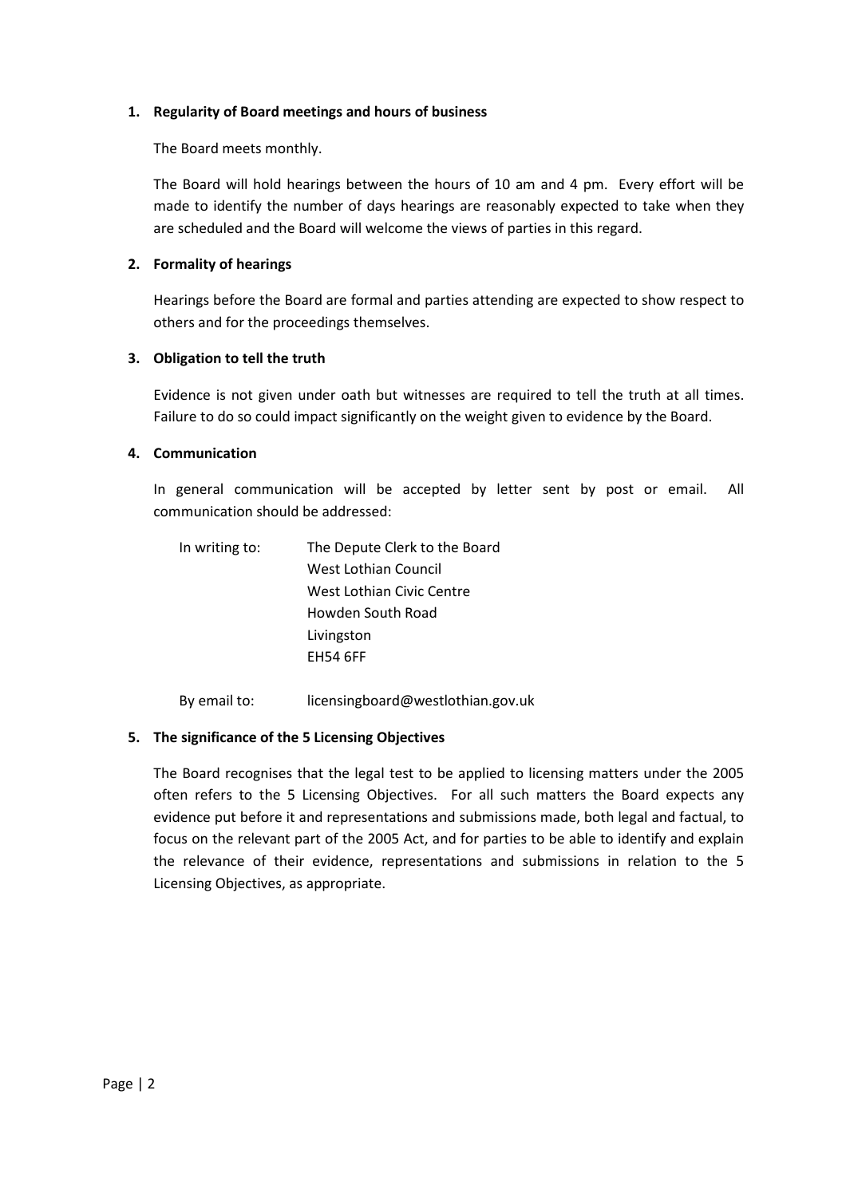**1. Regularity of Board meetings and hours of business**

The Board meets monthly.

The Board will hold hearings between the hours of 10 am and 4 pm. Every effort will be made to identify the number of days hearings are reasonably expected to take when they are scheduled and the Board will welcome the views of parties in this regard.

**2. Formality of hearings**

Hearings before the Board are formal and parties attending are expected to show respect to others and for the proceedings themselves.

**3. Obligation to tell the truth**

Evidence is not given under oath but witnesses are required to tell the truth at all times. Failure to do so could impact significantly on the weight given to evidence by the Board.

**4. Communication**

In general communication will be accepted by letter sent by post or email. All communication should be addressed:

In writing to: The Depute Clerk to the Board
West Lothian Council
West Lothian Civic Centre
Howden South Road
Livingston
EH54 6FF

By email to: licensingboard@westlothian.gov.uk

**5. The significance of the 5 Licensing Objectives**

The Board recognises that the legal test to be applied to licensing matters under the 2005 often refers to the 5 Licensing Objectives. For all such matters the Board expects any evidence put before it and representations and submissions made, both legal and factual, to focus on the relevant part of the 2005 Act, and for parties to be able to identify and explain the relevance of their evidence, representations and submissions in relation to the 5 Licensing Objectives, as appropriate.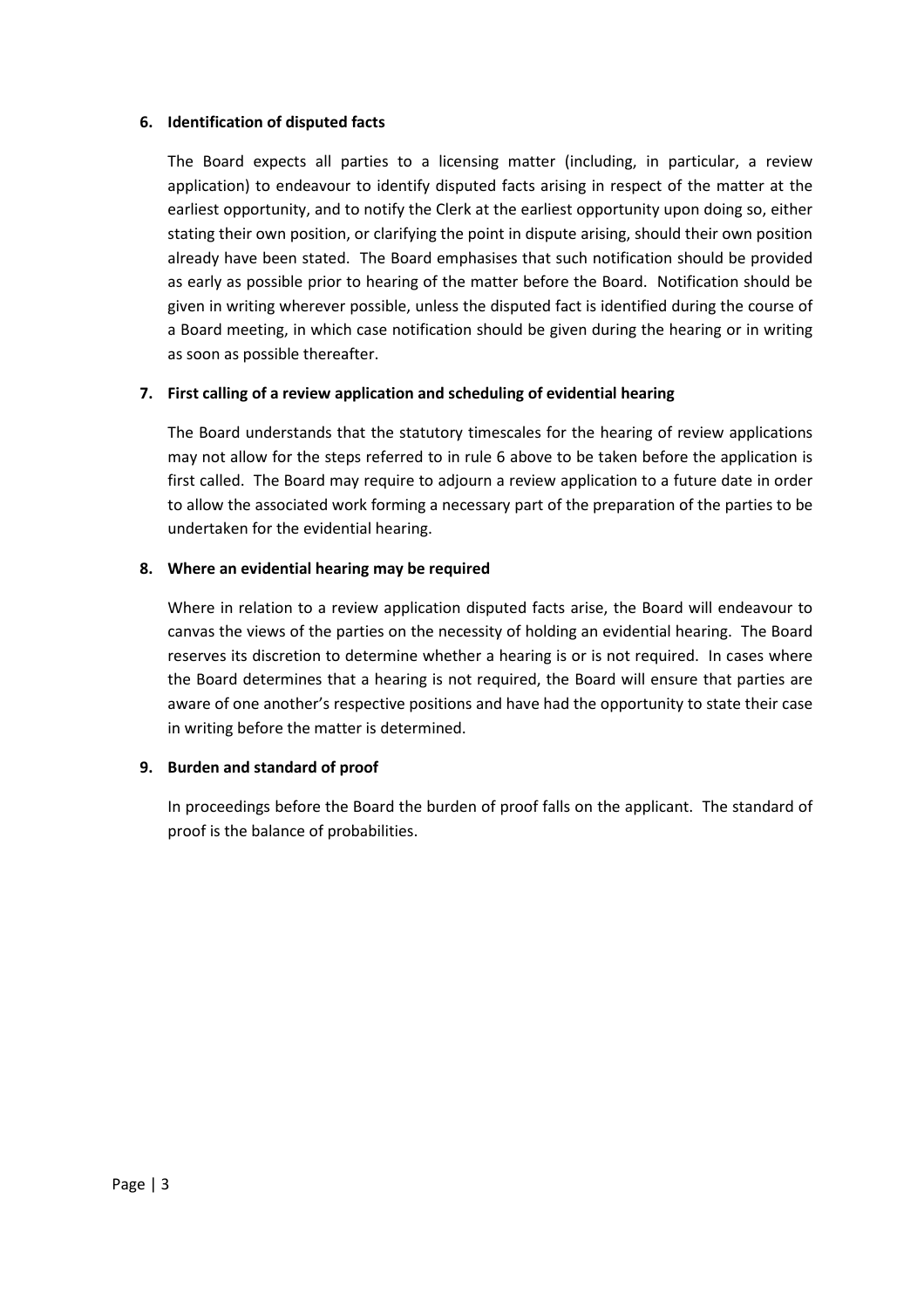**6. Identification of disputed facts**

The Board expects all parties to a licensing matter (including, in particular, a review application) to endeavour to identify disputed facts arising in respect of the matter at the earliest opportunity, and to notify the Clerk at the earliest opportunity upon doing so, either stating their own position, or clarifying the point in dispute arising, should their own position already have been stated. The Board emphasises that such notification should be provided as early as possible prior to hearing of the matter before the Board. Notification should be given in writing wherever possible, unless the disputed fact is identified during the course of a Board meeting, in which case notification should be given during the hearing or in writing as soon as possible thereafter.

**7. First calling of a review application and scheduling of evidential hearing**

The Board understands that the statutory timescales for the hearing of review applications may not allow for the steps referred to in rule 6 above to be taken before the application is first called. The Board may require to adjourn a review application to a future date in order to allow the associated work forming a necessary part of the preparation of the parties to be undertaken for the evidential hearing.

**8. Where an evidential hearing may be required**

Where in relation to a review application disputed facts arise, the Board will endeavour to canvas the views of the parties on the necessity of holding an evidential hearing. The Board reserves its discretion to determine whether a hearing is or is not required. In cases where the Board determines that a hearing is not required, the Board will ensure that parties are aware of one another's respective positions and have had the opportunity to state their case in writing before the matter is determined.

**9. Burden and standard of proof**

In proceedings before the Board the burden of proof falls on the applicant. The standard of proof is the balance of probabilities.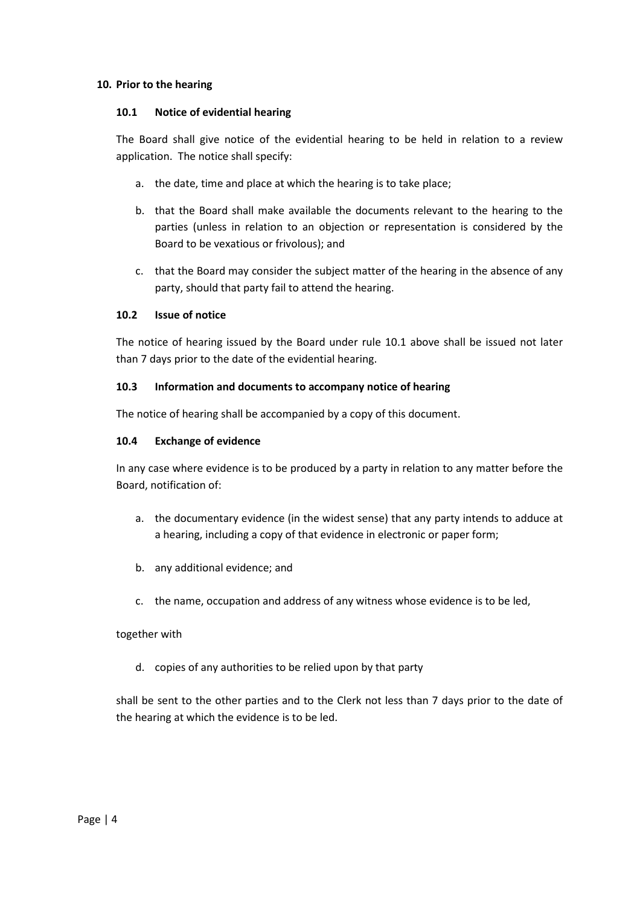## 10. Prior to the hearing

### 10.1 Notice of evidential hearing

The Board shall give notice of the evidential hearing to be held in relation to a review application. The notice shall specify:

a. the date, time and place at which the hearing is to take place;

b. that the Board shall make available the documents relevant to the hearing to the parties (unless in relation to an objection or representation is considered by the Board to be vexatious or frivolous); and

c. that the Board may consider the subject matter of the hearing in the absence of any party, should that party fail to attend the hearing.

### 10.2 Issue of notice

The notice of hearing issued by the Board under rule 10.1 above shall be issued not later than 7 days prior to the date of the evidential hearing.

### 10.3 Information and documents to accompany notice of hearing

The notice of hearing shall be accompanied by a copy of this document.

### 10.4 Exchange of evidence

In any case where evidence is to be produced by a party in relation to any matter before the Board, notification of:

a. the documentary evidence (in the widest sense) that any party intends to adduce at a hearing, including a copy of that evidence in electronic or paper form;

b. any additional evidence; and

c. the name, occupation and address of any witness whose evidence is to be led,

together with

d. copies of any authorities to be relied upon by that party

shall be sent to the other parties and to the Clerk not less than 7 days prior to the date of the hearing at which the evidence is to be led.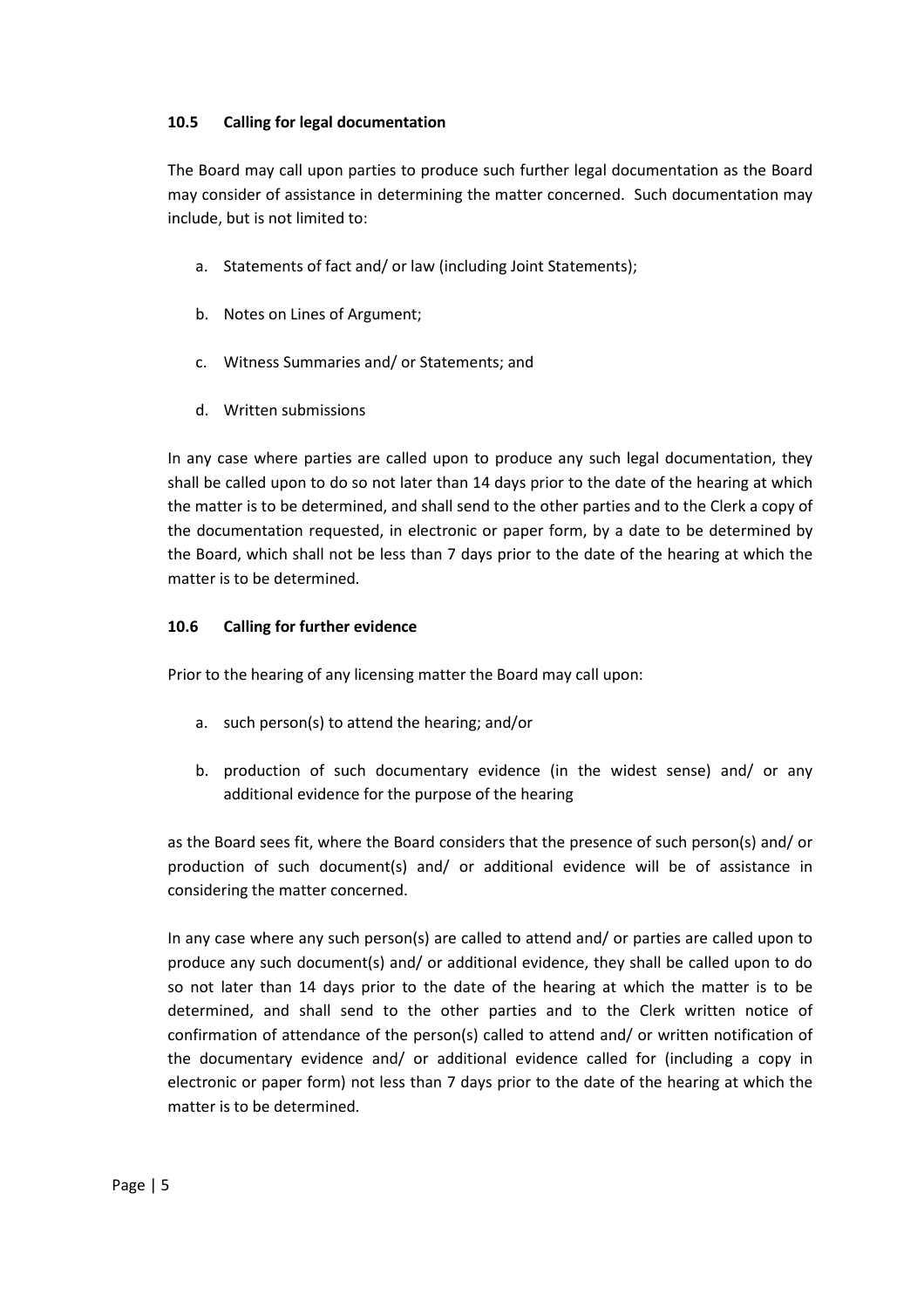### 10.5 Calling for legal documentation

The Board may call upon parties to produce such further legal documentation as the Board may consider of assistance in determining the matter concerned. Such documentation may include, but is not limited to:

a. Statements of fact and/ or law (including Joint Statements);

b. Notes on Lines of Argument;

c. Witness Summaries and/ or Statements; and

d. Written submissions

In any case where parties are called upon to produce any such legal documentation, they shall be called upon to do so not later than 14 days prior to the date of the hearing at which the matter is to be determined, and shall send to the other parties and to the Clerk a copy of the documentation requested, in electronic or paper form, by a date to be determined by the Board, which shall not be less than 7 days prior to the date of the hearing at which the matter is to be determined.

### 10.6 Calling for further evidence

Prior to the hearing of any licensing matter the Board may call upon:

a. such person(s) to attend the hearing; and/or

b. production of such documentary evidence (in the widest sense) and/ or any additional evidence for the purpose of the hearing

as the Board sees fit, where the Board considers that the presence of such person(s) and/ or production of such document(s) and/ or additional evidence will be of assistance in considering the matter concerned.

In any case where any such person(s) are called to attend and/ or parties are called upon to produce any such document(s) and/ or additional evidence, they shall be called upon to do so not later than 14 days prior to the date of the hearing at which the matter is to be determined, and shall send to the other parties and to the Clerk written notice of confirmation of attendance of the person(s) called to attend and/ or written notification of the documentary evidence and/ or additional evidence called for (including a copy in electronic or paper form) not less than 7 days prior to the date of the hearing at which the matter is to be determined.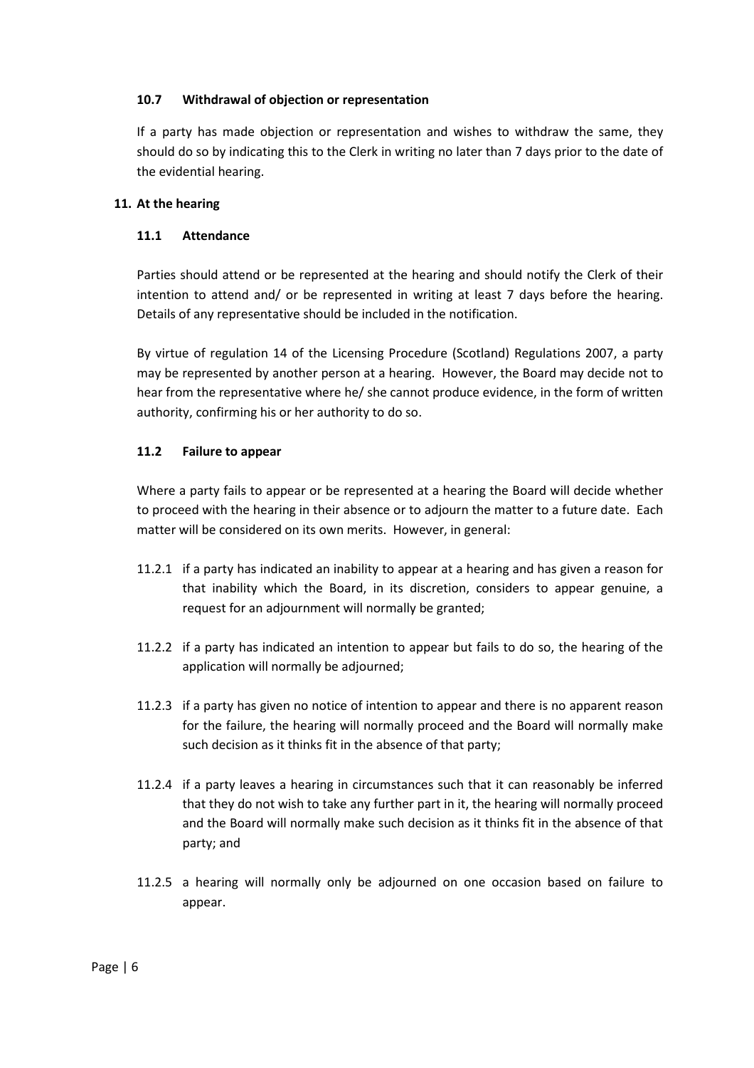### 10.7 Withdrawal of objection or representation

If a party has made objection or representation and wishes to withdraw the same, they should do so by indicating this to the Clerk in writing no later than 7 days prior to the date of the evidential hearing.

## 11. At the hearing

### 11.1 Attendance

Parties should attend or be represented at the hearing and should notify the Clerk of their intention to attend and/ or be represented in writing at least 7 days before the hearing. Details of any representative should be included in the notification.

By virtue of regulation 14 of the Licensing Procedure (Scotland) Regulations 2007, a party may be represented by another person at a hearing. However, the Board may decide not to hear from the representative where he/ she cannot produce evidence, in the form of written authority, confirming his or her authority to do so.

### 11.2 Failure to appear

Where a party fails to appear or be represented at a hearing the Board will decide whether to proceed with the hearing in their absence or to adjourn the matter to a future date. Each matter will be considered on its own merits. However, in general:

11.2.1 if a party has indicated an inability to appear at a hearing and has given a reason for that inability which the Board, in its discretion, considers to appear genuine, a request for an adjournment will normally be granted;

11.2.2 if a party has indicated an intention to appear but fails to do so, the hearing of the application will normally be adjourned;

11.2.3 if a party has given no notice of intention to appear and there is no apparent reason for the failure, the hearing will normally proceed and the Board will normally make such decision as it thinks fit in the absence of that party;

11.2.4 if a party leaves a hearing in circumstances such that it can reasonably be inferred that they do not wish to take any further part in it, the hearing will normally proceed and the Board will normally make such decision as it thinks fit in the absence of that party; and

11.2.5 a hearing will normally only be adjourned on one occasion based on failure to appear.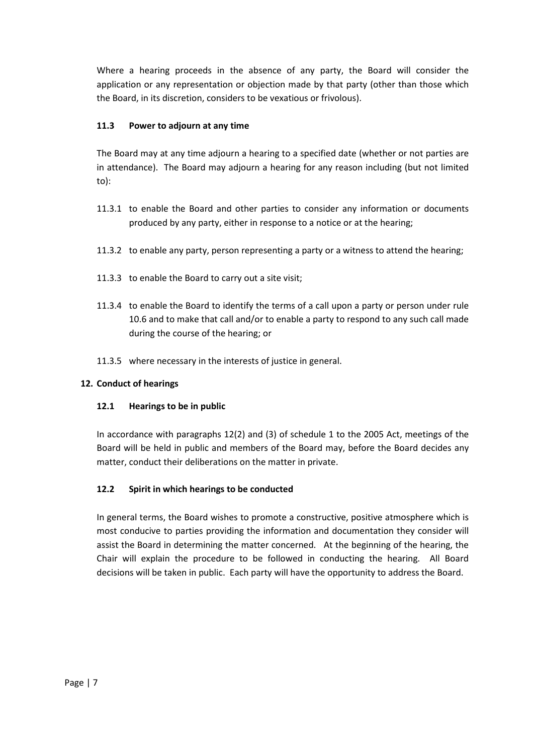Where a hearing proceeds in the absence of any party, the Board will consider the application or any representation or objection made by that party (other than those which the Board, in its discretion, considers to be vexatious or frivolous).

### 11.3 Power to adjourn at any time

The Board may at any time adjourn a hearing to a specified date (whether or not parties are in attendance). The Board may adjourn a hearing for any reason including (but not limited to):

11.3.1 to enable the Board and other parties to consider any information or documents produced by any party, either in response to a notice or at the hearing;

11.3.2 to enable any party, person representing a party or a witness to attend the hearing;

11.3.3 to enable the Board to carry out a site visit;

11.3.4 to enable the Board to identify the terms of a call upon a party or person under rule 10.6 and to make that call and/or to enable a party to respond to any such call made during the course of the hearing; or

11.3.5 where necessary in the interests of justice in general.

## 12. Conduct of hearings

### 12.1 Hearings to be in public

In accordance with paragraphs 12(2) and (3) of schedule 1 to the 2005 Act, meetings of the Board will be held in public and members of the Board may, before the Board decides any matter, conduct their deliberations on the matter in private.

### 12.2 Spirit in which hearings to be conducted

In general terms, the Board wishes to promote a constructive, positive atmosphere which is most conducive to parties providing the information and documentation they consider will assist the Board in determining the matter concerned. At the beginning of the hearing, the Chair will explain the procedure to be followed in conducting the hearing. All Board decisions will be taken in public. Each party will have the opportunity to address the Board.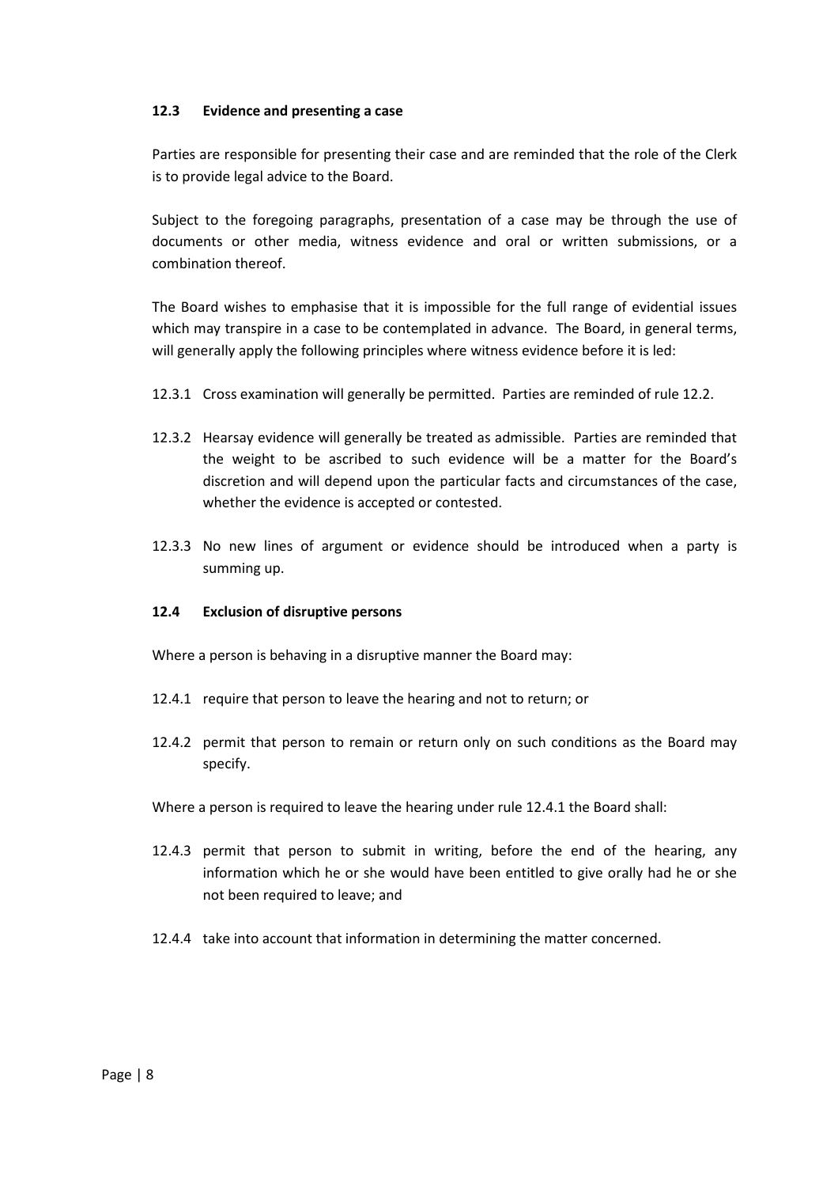### 12.3 Evidence and presenting a case

Parties are responsible for presenting their case and are reminded that the role of the Clerk is to provide legal advice to the Board.

Subject to the foregoing paragraphs, presentation of a case may be through the use of documents or other media, witness evidence and oral or written submissions, or a combination thereof.

The Board wishes to emphasise that it is impossible for the full range of evidential issues which may transpire in a case to be contemplated in advance. The Board, in general terms, will generally apply the following principles where witness evidence before it is led:

12.3.1 Cross examination will generally be permitted. Parties are reminded of rule 12.2.

12.3.2 Hearsay evidence will generally be treated as admissible. Parties are reminded that the weight to be ascribed to such evidence will be a matter for the Board's discretion and will depend upon the particular facts and circumstances of the case, whether the evidence is accepted or contested.

12.3.3 No new lines of argument or evidence should be introduced when a party is summing up.

### 12.4 Exclusion of disruptive persons

Where a person is behaving in a disruptive manner the Board may:

12.4.1 require that person to leave the hearing and not to return; or

12.4.2 permit that person to remain or return only on such conditions as the Board may specify.

Where a person is required to leave the hearing under rule 12.4.1 the Board shall:

12.4.3 permit that person to submit in writing, before the end of the hearing, any information which he or she would have been entitled to give orally had he or she not been required to leave; and

12.4.4 take into account that information in determining the matter concerned.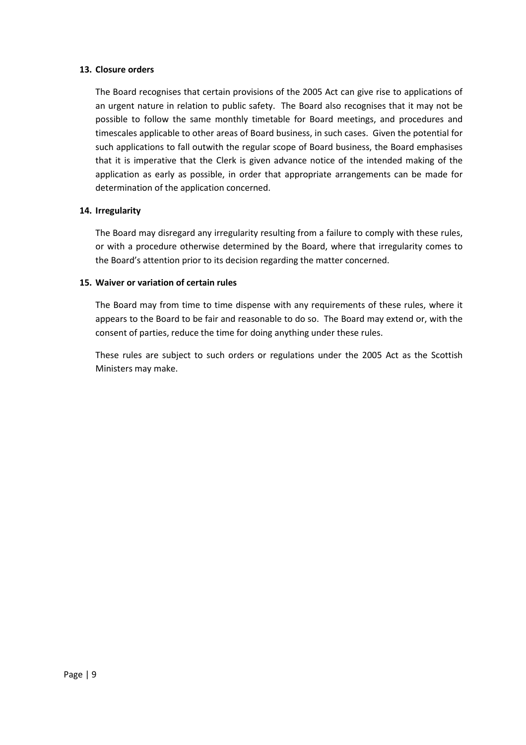**13. Closure orders**

The Board recognises that certain provisions of the 2005 Act can give rise to applications of an urgent nature in relation to public safety. The Board also recognises that it may not be possible to follow the same monthly timetable for Board meetings, and procedures and timescales applicable to other areas of Board business, in such cases. Given the potential for such applications to fall outwith the regular scope of Board business, the Board emphasises that it is imperative that the Clerk is given advance notice of the intended making of the application as early as possible, in order that appropriate arrangements can be made for determination of the application concerned.

**14. Irregularity**

The Board may disregard any irregularity resulting from a failure to comply with these rules, or with a procedure otherwise determined by the Board, where that irregularity comes to the Board's attention prior to its decision regarding the matter concerned.

**15. Waiver or variation of certain rules**

The Board may from time to time dispense with any requirements of these rules, where it appears to the Board to be fair and reasonable to do so. The Board may extend or, with the consent of parties, reduce the time for doing anything under these rules.

These rules are subject to such orders or regulations under the 2005 Act as the Scottish Ministers may make.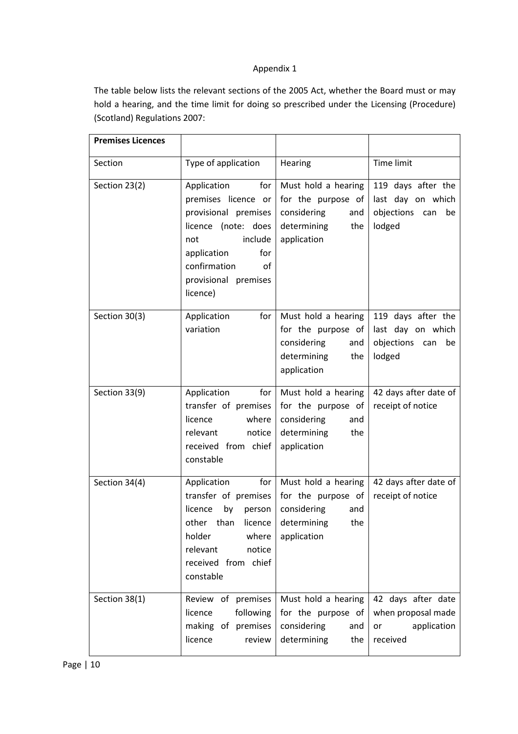Appendix 1

The table below lists the relevant sections of the 2005 Act, whether the Board must or may hold a hearing, and the time limit for doing so prescribed under the Licensing (Procedure) (Scotland) Regulations 2007:

| **Premises Licences** | | | |
|---|---|---|---|
| Section | Type of application | Hearing | Time limit |
| Section 23(2) | Application for premises licence or provisional premises licence (note: does not include application for confirmation of provisional premises licence) | Must hold a hearing for the purpose of considering and determining the application | 119 days after the last day on which objections can be lodged |
| Section 30(3) | Application for variation | Must hold a hearing for the purpose of considering and determining the application | 119 days after the last day on which objections can be lodged |
| Section 33(9) | Application for transfer of premises licence where relevant notice received from chief constable | Must hold a hearing for the purpose of considering and determining the application | 42 days after date of receipt of notice |
| Section 34(4) | Application for transfer of premises licence by person other than licence holder where relevant notice received from chief constable | Must hold a hearing for the purpose of considering and determining the application | 42 days after date of receipt of notice |
| Section 38(1) | Review of premises licence following making of premises licence review | Must hold a hearing for the purpose of considering and determining the | 42 days after date when proposal made or application received |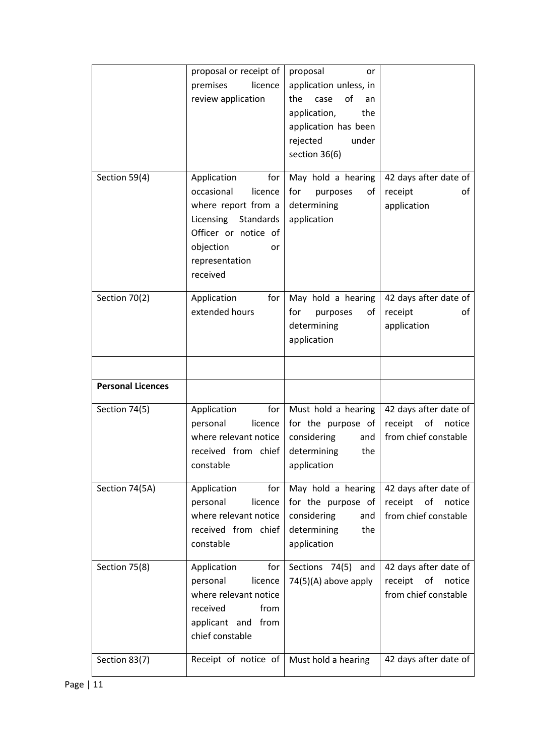| | | | |
|---|---|---|---|
| | proposal or receipt of premises licence review application | proposal or application unless, in the case of an application, the application has been rejected under section 36(6) | |
| Section 59(4) | Application for occasional licence where report from a Licensing Standards Officer or notice of objection or representation received | May hold a hearing for purposes of determining application | 42 days after date of receipt of application |
| Section 70(2) | Application for extended hours | May hold a hearing for purposes of determining application | 42 days after date of receipt of application |
| | | | |
| **Personal Licences** | | | |
| Section 74(5) | Application for personal licence where relevant notice received from chief constable | Must hold a hearing for the purpose of considering and determining the application | 42 days after date of receipt of notice from chief constable |
| Section 74(5A) | Application for personal licence where relevant notice received from chief constable | May hold a hearing for the purpose of considering and determining the application | 42 days after date of receipt of notice from chief constable |
| Section 75(8) | Application for personal licence where relevant notice received from applicant and from chief constable | Sections 74(5) and 74(5)(A) above apply | 42 days after date of receipt of notice from chief constable |
| Section 83(7) | Receipt of notice of | Must hold a hearing | 42 days after date of |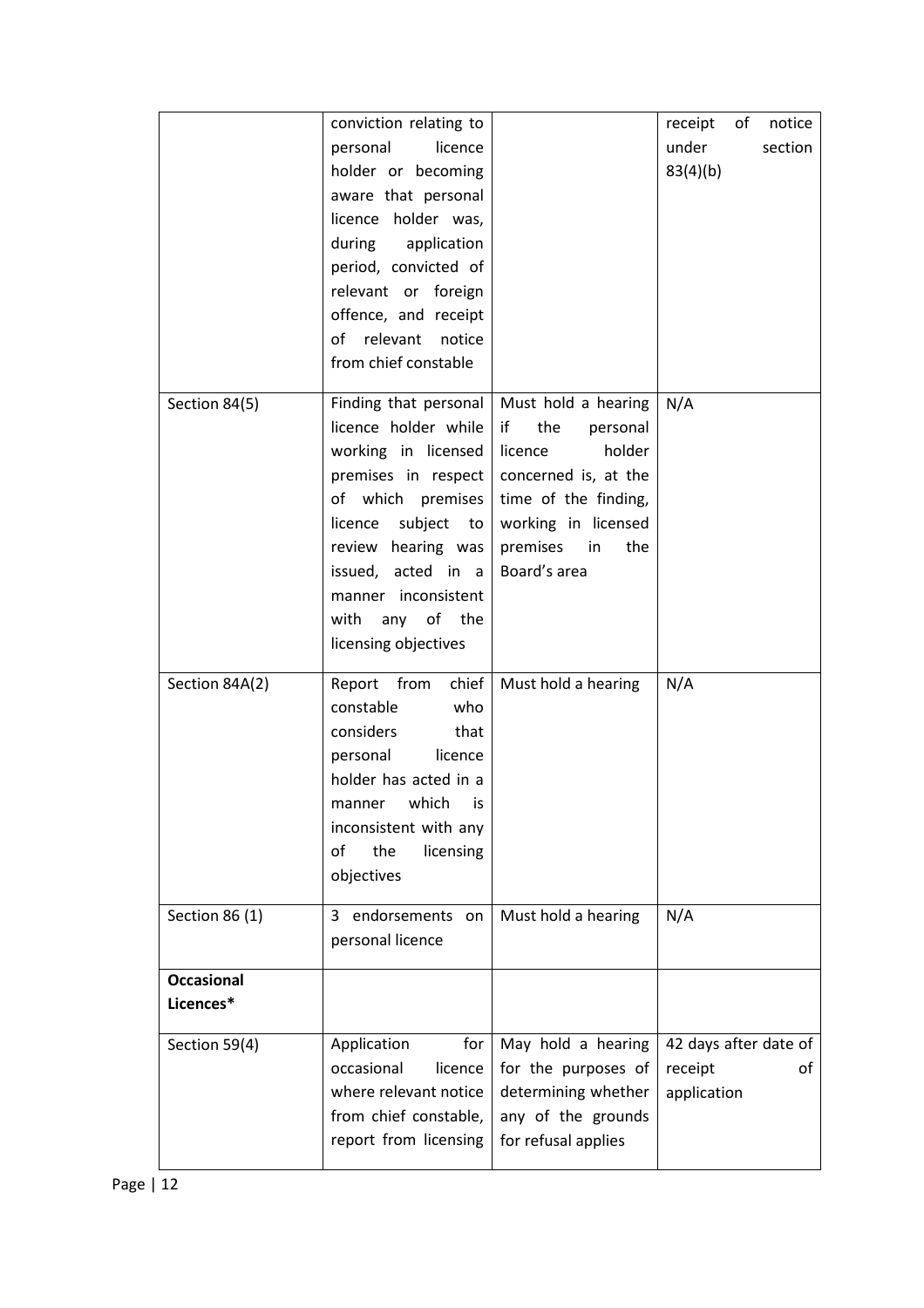| | | | |
|---|---|---|---|
| | conviction relating to personal licence holder or becoming aware that personal licence holder was, during application period, convicted of relevant or foreign offence, and receipt of relevant notice from chief constable | | receipt of notice under section 83(4)(b) |
| Section 84(5) | Finding that personal licence holder while working in licensed premises in respect of which premises licence subject to review hearing was issued, acted in a manner inconsistent with any of the licensing objectives | Must hold a hearing if the personal licence holder concerned is, at the time of the finding, working in licensed premises in the Board's area | N/A |
| Section 84A(2) | Report from chief constable who considers that personal licence holder has acted in a manner which is inconsistent with any of the licensing objectives | Must hold a hearing | N/A |
| Section 86 (1) | 3 endorsements on personal licence | Must hold a hearing | N/A |
| **Occasional Licences*** | | | |
| Section 59(4) | Application for occasional licence where relevant notice from chief constable, report from licensing | May hold a hearing for the purposes of determining whether any of the grounds for refusal applies | 42 days after date of receipt of application |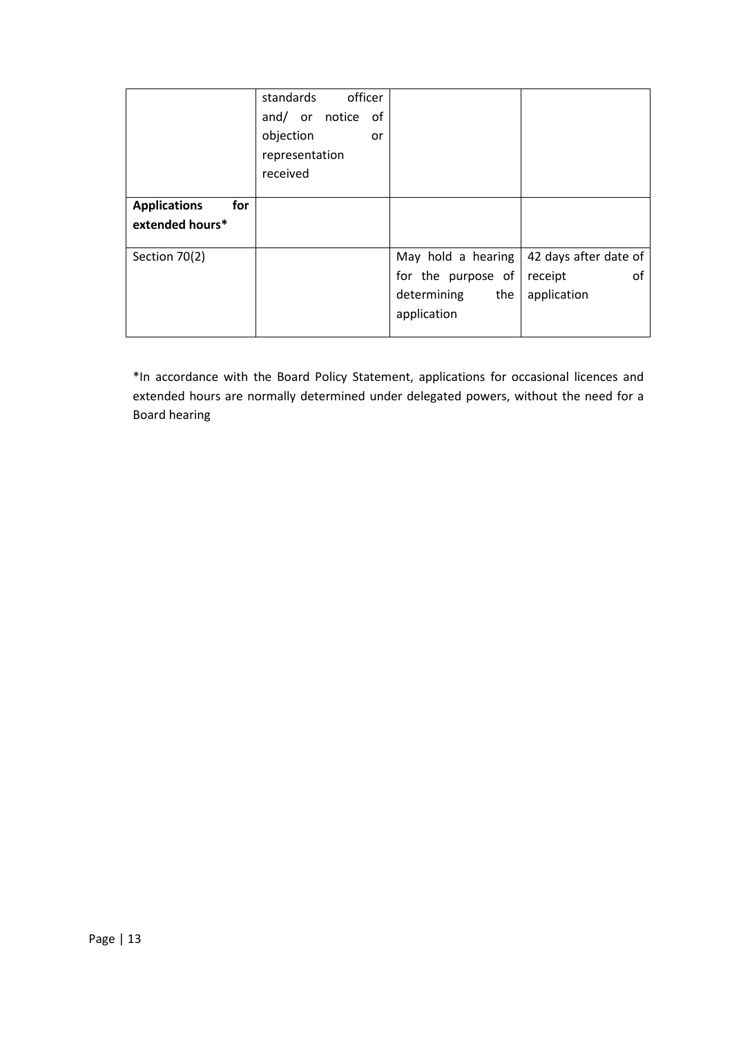| | | | |
|---|---|---|---|
| | standards officer and/ or notice of objection or representation received | | |
| **Applications for extended hours*** | | | |
| Section 70(2) | | May hold a hearing for the purpose of determining the application | 42 days after date of receipt of application |

*In accordance with the Board Policy Statement, applications for occasional licences and extended hours are normally determined under delegated powers, without the need for a Board hearing